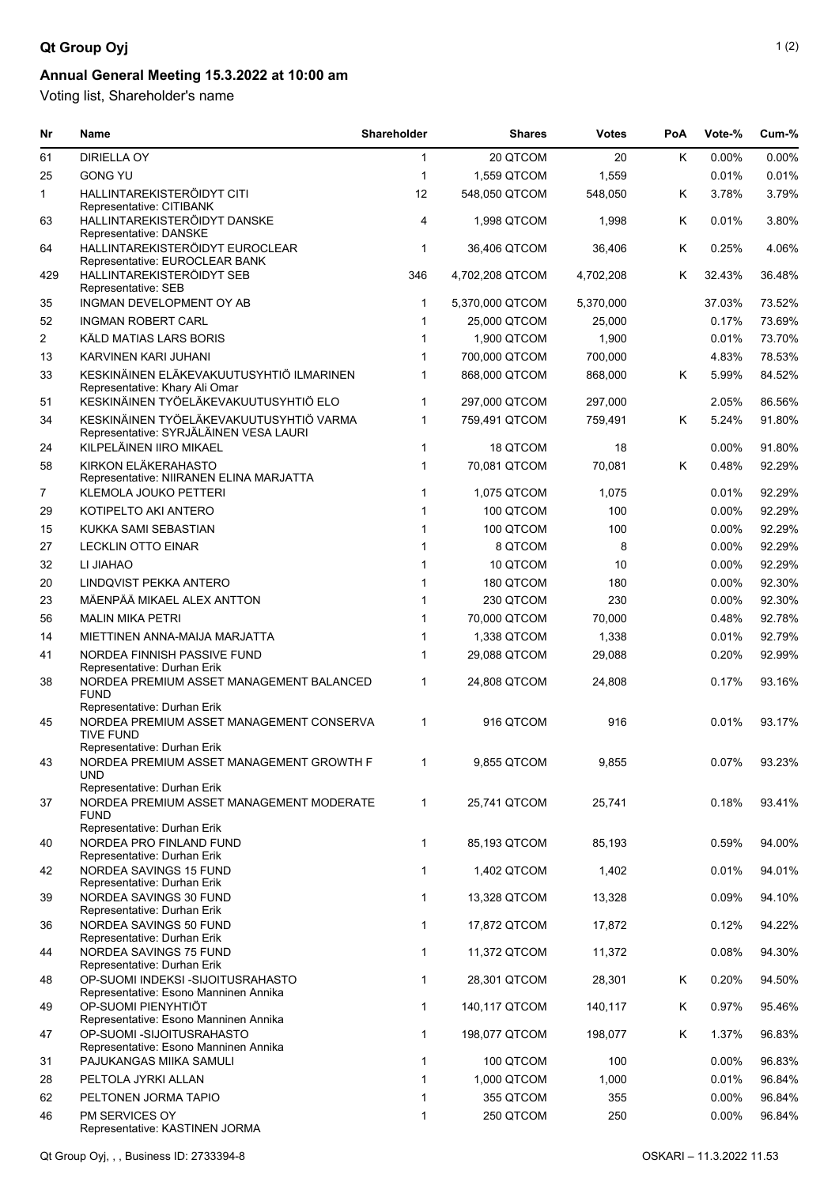**Qt Group Oyj**

**Annual General Meeting 15.3.2022 at 10:00 am**

Voting list, Shareholder's name

| Nr | Name | Shareholder | Shares | Votes | PoA | Vote-% | Cum-% |
|---|---|---|---|---|---|---|---|
| 61 | DIRIELLA OY | 1 | 20 QTCOM | 20 | K | 0.00% | 0.00% |
| 25 | GONG YU | 1 | 1,559 QTCOM | 1,559 | | 0.01% | 0.01% |
| 1 | HALLINTAREKISTERÖIDYT CITI<br>Representative: CITIBANK | 12 | 548,050 QTCOM | 548,050 | K | 3.78% | 3.79% |
| 63 | HALLINTAREKISTERÖIDYT DANSKE<br>Representative: DANSKE | 4 | 1,998 QTCOM | 1,998 | K | 0.01% | 3.80% |
| 64 | HALLINTAREKISTERÖIDYT EUROCLEAR<br>Representative: EUROCLEAR BANK | 1 | 36,406 QTCOM | 36,406 | K | 0.25% | 4.06% |
| 429 | HALLINTAREKISTERÖIDYT SEB<br>Representative: SEB | 346 | 4,702,208 QTCOM | 4,702,208 | K | 32.43% | 36.48% |
| 35 | INGMAN DEVELOPMENT OY AB | 1 | 5,370,000 QTCOM | 5,370,000 | | 37.03% | 73.52% |
| 52 | INGMAN ROBERT CARL | 1 | 25,000 QTCOM | 25,000 | | 0.17% | 73.69% |
| 2 | KÄLD MATIAS LARS BORIS | 1 | 1,900 QTCOM | 1,900 | | 0.01% | 73.70% |
| 13 | KARVINEN KARI JUHANI | 1 | 700,000 QTCOM | 700,000 | | 4.83% | 78.53% |
| 33 | KESKINÄINEN ELÄKEVAKUUTUSYHTIÖ ILMARINEN<br>Representative: Khary Ali Omar | 1 | 868,000 QTCOM | 868,000 | K | 5.99% | 84.52% |
| 51 | KESKINÄINEN TYÖELÄKEVAKUUTUSYHTIÖ ELO | 1 | 297,000 QTCOM | 297,000 | | 2.05% | 86.56% |
| 34 | KESKINÄINEN TYÖELÄKEVAKUUTUSYHTIÖ VARMA<br>Representative: SYRJÄLÄINEN VESA LAURI | 1 | 759,491 QTCOM | 759,491 | K | 5.24% | 91.80% |
| 24 | KILPELÄINEN IIRO MIKAEL | 1 | 18 QTCOM | 18 | | 0.00% | 91.80% |
| 58 | KIRKON ELÄKERAHASTO<br>Representative: NIIRANEN ELINA MARJATTA | 1 | 70,081 QTCOM | 70,081 | K | 0.48% | 92.29% |
| 7 | KLEMOLA JOUKO PETTERI | 1 | 1,075 QTCOM | 1,075 | | 0.01% | 92.29% |
| 29 | KOTIPELTO AKI ANTERO | 1 | 100 QTCOM | 100 | | 0.00% | 92.29% |
| 15 | KUKKA SAMI SEBASTIAN | 1 | 100 QTCOM | 100 | | 0.00% | 92.29% |
| 27 | LECKLIN OTTO EINAR | 1 | 8 QTCOM | 8 | | 0.00% | 92.29% |
| 32 | LI JIAHAO | 1 | 10 QTCOM | 10 | | 0.00% | 92.29% |
| 20 | LINDQVIST PEKKA ANTERO | 1 | 180 QTCOM | 180 | | 0.00% | 92.30% |
| 23 | MÄENPÄÄ MIKAEL ALEX ANTTON | 1 | 230 QTCOM | 230 | | 0.00% | 92.30% |
| 56 | MALIN MIKA PETRI | 1 | 70,000 QTCOM | 70,000 | | 0.48% | 92.78% |
| 14 | MIETTINEN ANNA-MAIJA MARJATTA | 1 | 1,338 QTCOM | 1,338 | | 0.01% | 92.79% |
| 41 | NORDEA FINNISH PASSIVE FUND<br>Representative: Durhan Erik | 1 | 29,088 QTCOM | 29,088 | | 0.20% | 92.99% |
| 38 | NORDEA PREMIUM ASSET MANAGEMENT BALANCED FUND<br>Representative: Durhan Erik | 1 | 24,808 QTCOM | 24,808 | | 0.17% | 93.16% |
| 45 | NORDEA PREMIUM ASSET MANAGEMENT CONSERVA TIVE FUND<br>Representative: Durhan Erik | 1 | 916 QTCOM | 916 | | 0.01% | 93.17% |
| 43 | NORDEA PREMIUM ASSET MANAGEMENT GROWTH F UND<br>Representative: Durhan Erik | 1 | 9,855 QTCOM | 9,855 | | 0.07% | 93.23% |
| 37 | NORDEA PREMIUM ASSET MANAGEMENT MODERATE FUND<br>Representative: Durhan Erik | 1 | 25,741 QTCOM | 25,741 | | 0.18% | 93.41% |
| 40 | NORDEA PRO FINLAND FUND<br>Representative: Durhan Erik | 1 | 85,193 QTCOM | 85,193 | | 0.59% | 94.00% |
| 42 | NORDEA SAVINGS 15 FUND<br>Representative: Durhan Erik | 1 | 1,402 QTCOM | 1,402 | | 0.01% | 94.01% |
| 39 | NORDEA SAVINGS 30 FUND<br>Representative: Durhan Erik | 1 | 13,328 QTCOM | 13,328 | | 0.09% | 94.10% |
| 36 | NORDEA SAVINGS 50 FUND<br>Representative: Durhan Erik | 1 | 17,872 QTCOM | 17,872 | | 0.12% | 94.22% |
| 44 | NORDEA SAVINGS 75 FUND<br>Representative: Durhan Erik | 1 | 11,372 QTCOM | 11,372 | | 0.08% | 94.30% |
| 48 | OP-SUOMI INDEKSI -SIJOITUSRAHASTO<br>Representative: Esono Manninen Annika | 1 | 28,301 QTCOM | 28,301 | K | 0.20% | 94.50% |
| 49 | OP-SUOMI PIENYHTIÖT<br>Representative: Esono Manninen Annika | 1 | 140,117 QTCOM | 140,117 | K | 0.97% | 95.46% |
| 47 | OP-SUOMI -SIJOITUSRAHASTO<br>Representative: Esono Manninen Annika | 1 | 198,077 QTCOM | 198,077 | K | 1.37% | 96.83% |
| 31 | PAJUKANGAS MIIKA SAMULI | 1 | 100 QTCOM | 100 | | 0.00% | 96.83% |
| 28 | PELTOLA JYRKI ALLAN | 1 | 1,000 QTCOM | 1,000 | | 0.01% | 96.84% |
| 62 | PELTONEN JORMA TAPIO | 1 | 355 QTCOM | 355 | | 0.00% | 96.84% |
| 46 | PM SERVICES OY<br>Representative: KASTINEN JORMA | 1 | 250 QTCOM | 250 | | 0.00% | 96.84% |

Qt Group Oyj, , , Business ID: 2733394-8 OSKARI – 11.3.2022 11.53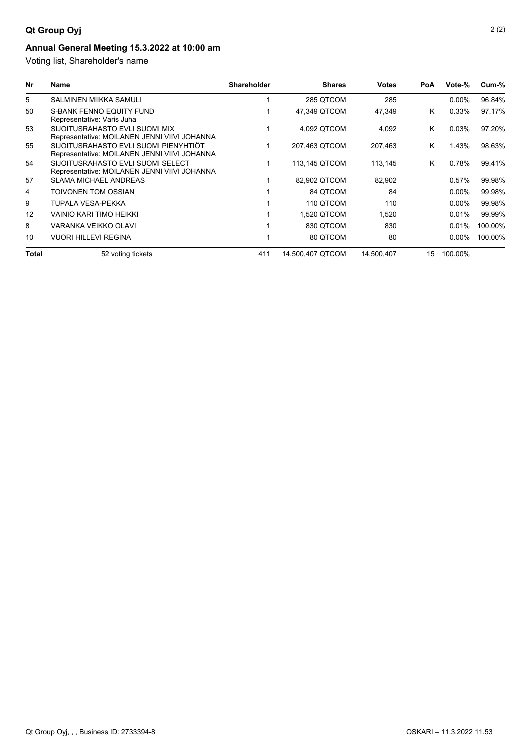## Qt Group Oyj

## Annual General Meeting 15.3.2022 at 10:00 am

Voting list, Shareholder's name

| Nr | Name | Shareholder | Shares | Votes | PoA | Vote-% | Cum-% |
|---|---|---|---|---|---|---|---|
| 5 | SALMINEN MIIKKA SAMULI | 1 | 285 QTCOM | 285 | | 0.00% | 96.84% |
| 50 | S-BANK FENNO EQUITY FUND<br>Representative: Varis Juha | 1 | 47,349 QTCOM | 47,349 | K | 0.33% | 97.17% |
| 53 | SIJOITUSRAHASTO EVLI SUOMI MIX<br>Representative: MOILANEN JENNI VIIVI JOHANNA | 1 | 4,092 QTCOM | 4,092 | K | 0.03% | 97.20% |
| 55 | SIJOITUSRAHASTO EVLI SUOMI PIENYHTIÖT<br>Representative: MOILANEN JENNI VIIVI JOHANNA | 1 | 207,463 QTCOM | 207,463 | K | 1.43% | 98.63% |
| 54 | SIJOITUSRAHASTO EVLI SUOMI SELECT<br>Representative: MOILANEN JENNI VIIVI JOHANNA | 1 | 113,145 QTCOM | 113,145 | K | 0.78% | 99.41% |
| 57 | SLAMA MICHAEL ANDREAS | 1 | 82,902 QTCOM | 82,902 | | 0.57% | 99.98% |
| 4 | TOIVONEN TOM OSSIAN | 1 | 84 QTCOM | 84 | | 0.00% | 99.98% |
| 9 | TUPALA VESA-PEKKA | 1 | 110 QTCOM | 110 | | 0.00% | 99.98% |
| 12 | VAINIO KARI TIMO HEIKKI | 1 | 1,520 QTCOM | 1,520 | | 0.01% | 99.99% |
| 8 | VARANKA VEIKKO OLAVI | 1 | 830 QTCOM | 830 | | 0.01% | 100.00% |
| 10 | VUORI HILLEVI REGINA | 1 | 80 QTCOM | 80 | | 0.00% | 100.00% |
| **Total** | 52 voting tickets | 411 | 14,500,407 QTCOM | 14,500,407 | 15 | 100.00% | |

Qt Group Oyj, , , Business ID: 2733394-8

OSKARI – 11.3.2022 11.53